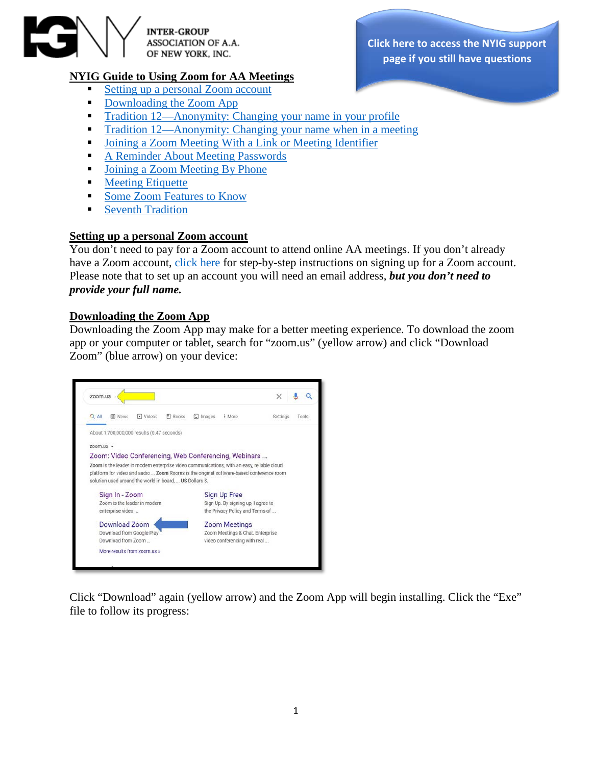INTER-GROUP ASSOCIATION OF A.A. OF NEW YORK, INC.

Click here to access the NYIG support page if you still have questions

# NYIG Guide to Using Zoom for AA Meetings

- Setting up a personal Zoom account
- Downloading the Zoom App
- Tradition 12—Anonymity: Changing your name in your profile
- Tradition 12—Anonymity: Changing your name when in a meeting
- Joining a Zoom Meeting With a Link or Meeting Identifier
- A Reminder About Meeting Passwords
- Joining a Zoom Meeting By Phone
- Meeting Etiquette
- Some Zoom Features to Know
- Seventh Tradition

## Setting up a personal Zoom account

You don't need to pay for a Zoom account to attend online AA meetings. If you don't already have a Zoom account, click here for step-by-step instructions on signing up for a Zoom account. Please note that to set up an account you will need an email address, ***but you don't need to provide your full name.***

## Downloading the Zoom App

Downloading the Zoom App may make for a better meeting experience. To download the zoom app or your computer or tablet, search for "zoom.us" (yellow arrow) and click "Download Zoom" (blue arrow) on your device:

Click "Download" again (yellow arrow) and the Zoom App will begin installing. Click the "Exe" file to follow its progress: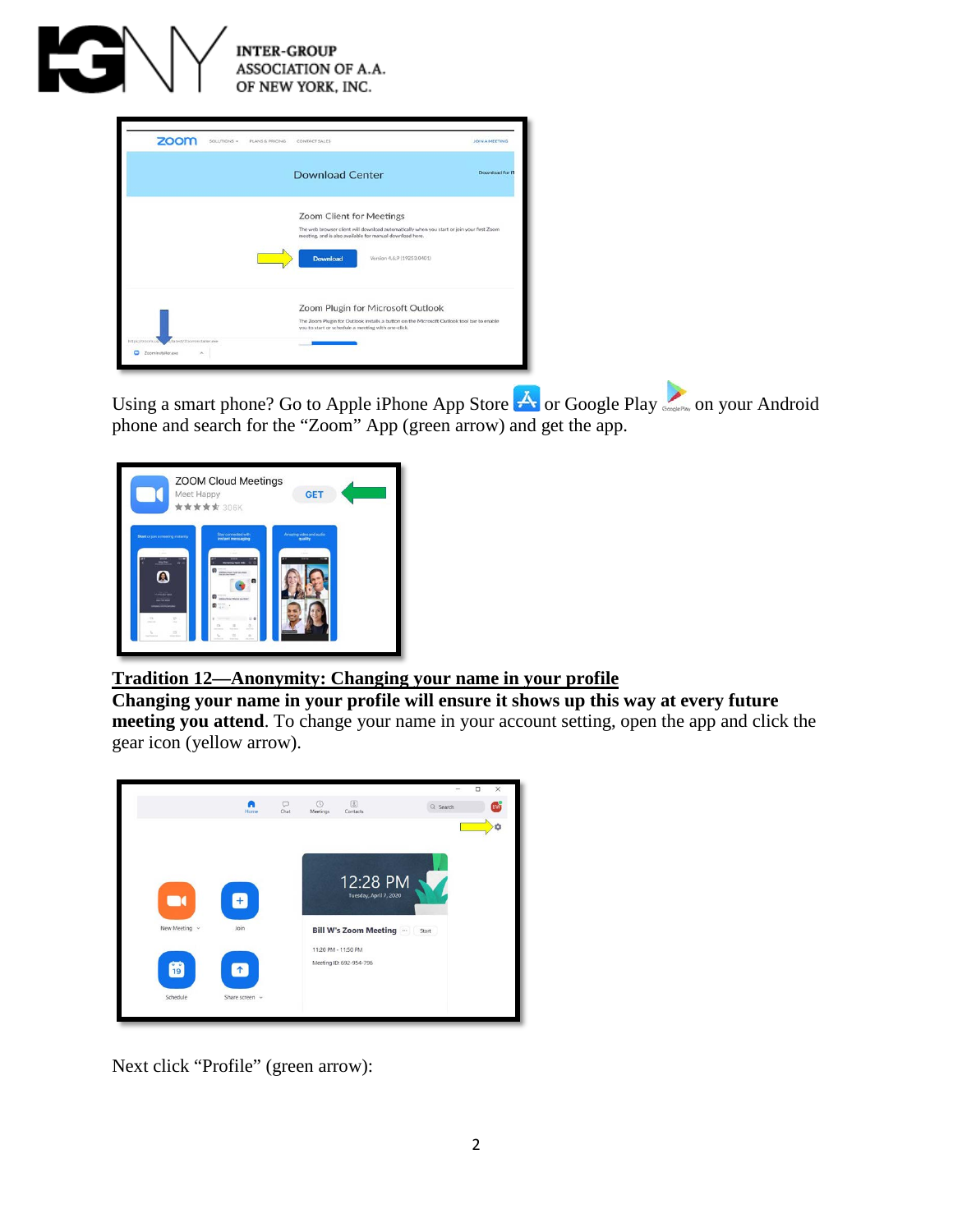Using a smart phone? Go to Apple iPhone App Store or Google Play on your Android phone and search for the "Zoom" App (green arrow) and get the app.

**Tradition 12—Anonymity: Changing your name in your profile**

**Changing your name in your profile will ensure it shows up this way at every future meeting you attend**. To change your name in your account setting, open the app and click the gear icon (yellow arrow).

Next click "Profile" (green arrow):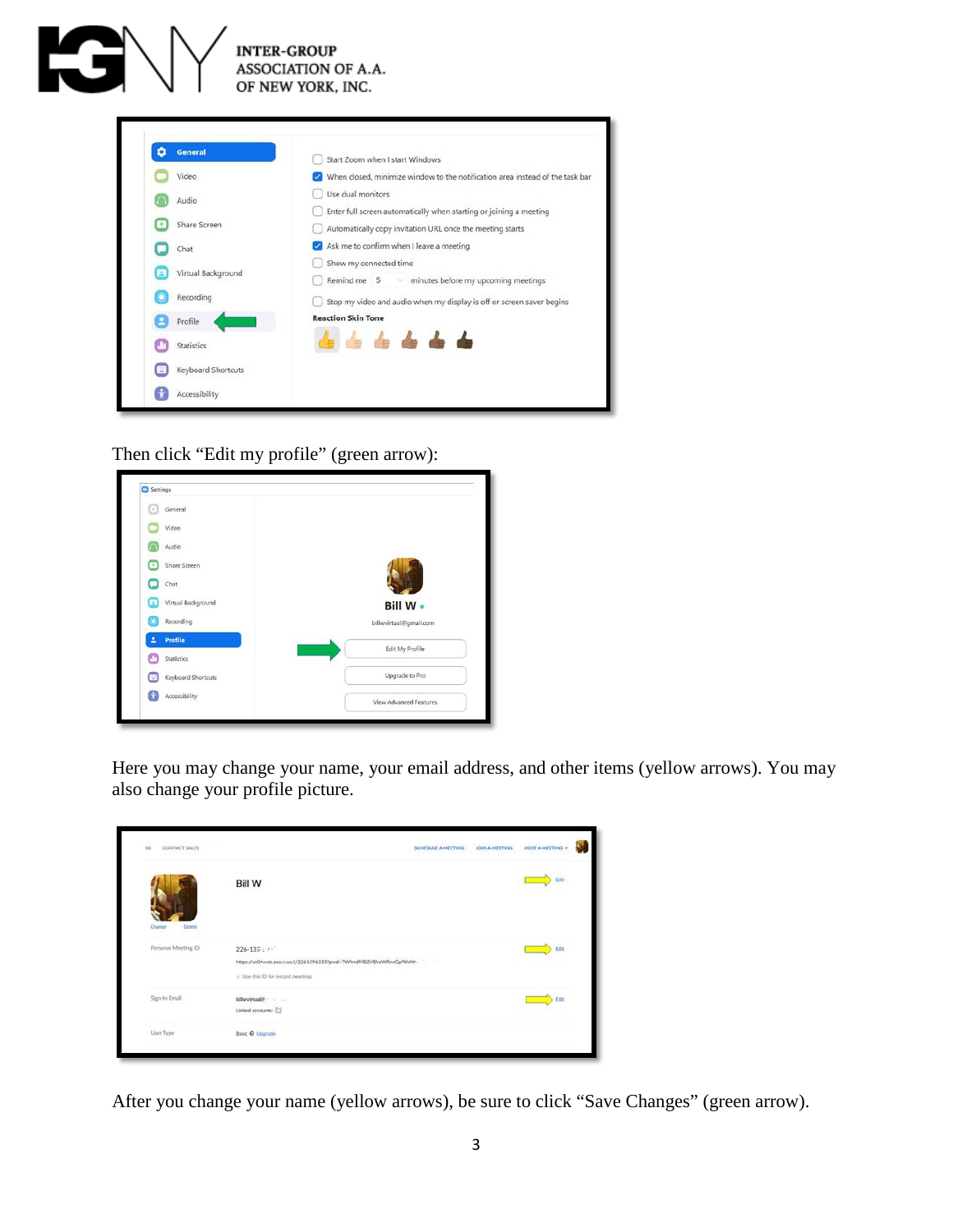Then click "Edit my profile" (green arrow):

Here you may change your name, your email address, and other items (yellow arrows). You may also change your profile picture.

After you change your name (yellow arrows), be sure to click "Save Changes" (green arrow).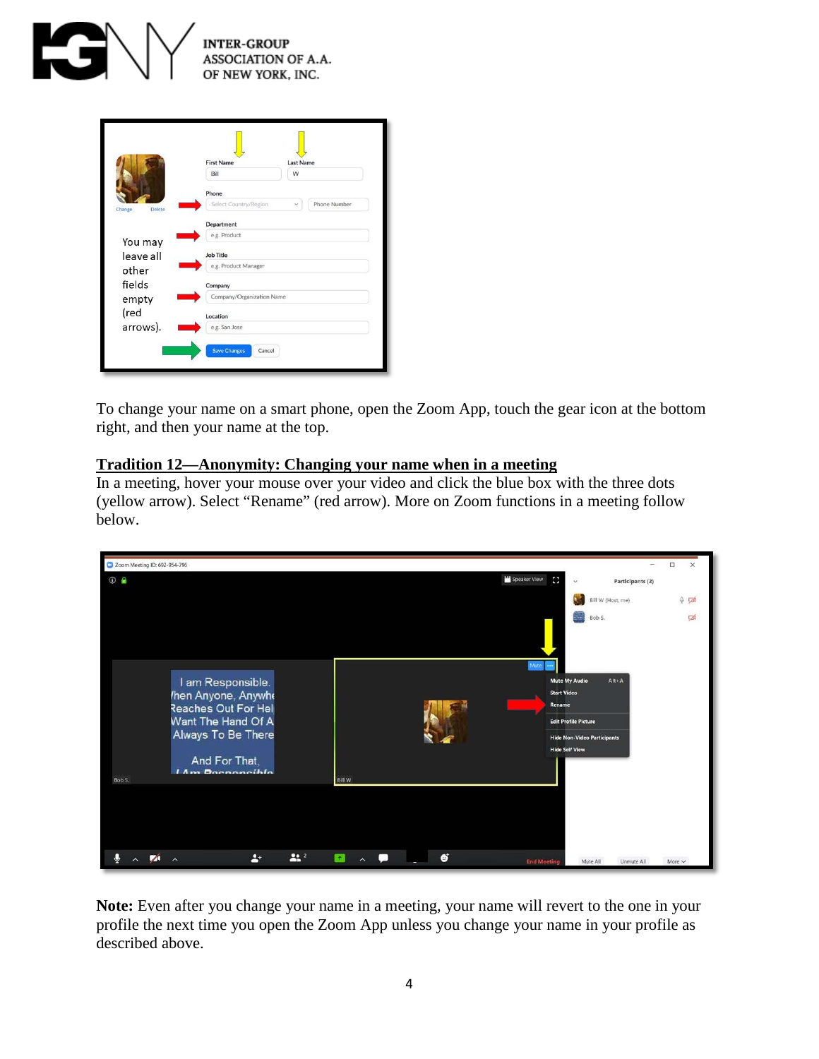To change your name on a smart phone, open the Zoom App, touch the gear icon at the bottom right, and then your name at the top.

## Tradition 12—Anonymity: Changing your name when in a meeting

In a meeting, hover your mouse over your video and click the blue box with the three dots (yellow arrow). Select "Rename" (red arrow). More on Zoom functions in a meeting follow below.

**Note:** Even after you change your name in a meeting, your name will revert to the one in your profile the next time you open the Zoom App unless you change your name in your profile as described above.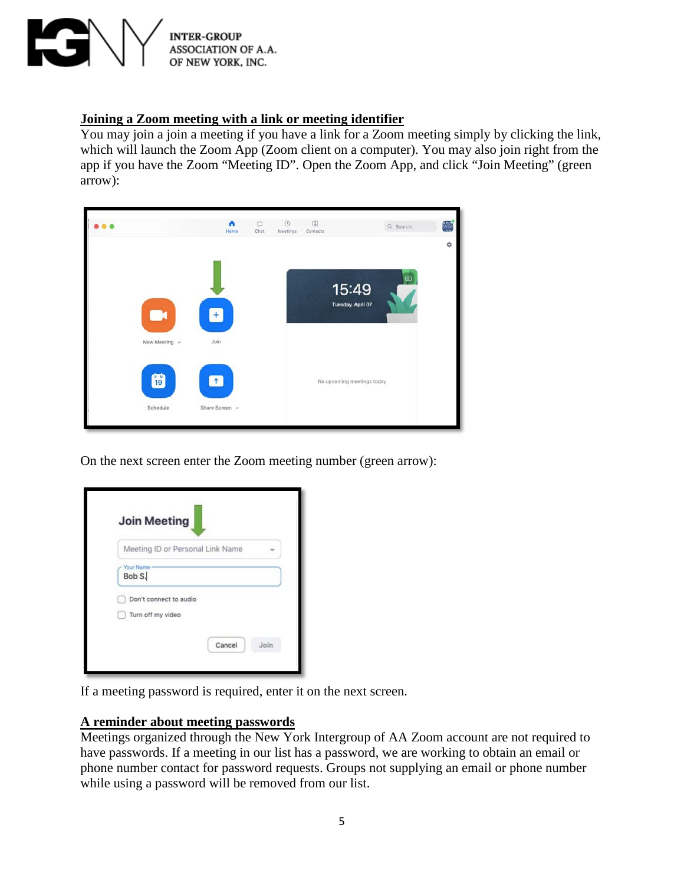## Joining a Zoom meeting with a link or meeting identifier

You may join a join a meeting if you have a link for a Zoom meeting simply by clicking the link, which will launch the Zoom App (Zoom client on a computer). You may also join right from the app if you have the Zoom "Meeting ID". Open the Zoom App, and click "Join Meeting" (green arrow):

On the next screen enter the Zoom meeting number (green arrow):

If a meeting password is required, enter it on the next screen.

## A reminder about meeting passwords

Meetings organized through the New York Intergroup of AA Zoom account are not required to have passwords. If a meeting in our list has a password, we are working to obtain an email or phone number contact for password requests. Groups not supplying an email or phone number while using a password will be removed from our list.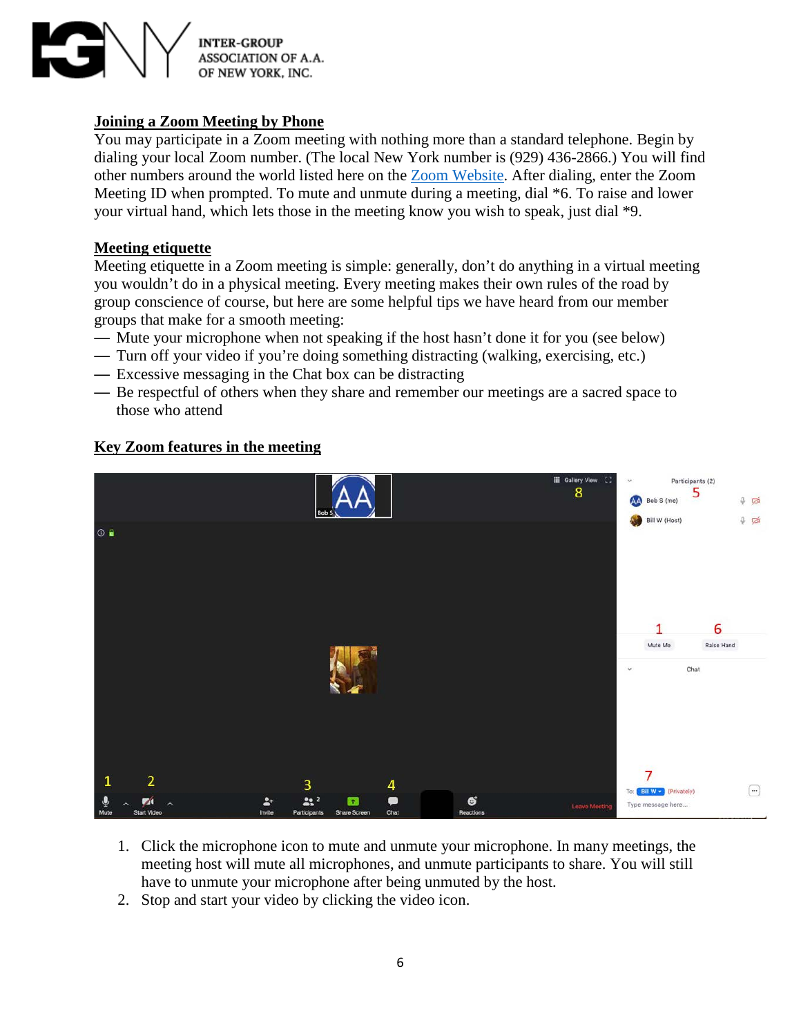## Joining a Zoom Meeting by Phone

You may participate in a Zoom meeting with nothing more than a standard telephone. Begin by dialing your local Zoom number. (The local New York number is (929) 436-2866.) You will find other numbers around the world listed here on the Zoom Website. After dialing, enter the Zoom Meeting ID when prompted. To mute and unmute during a meeting, dial *6. To raise and lower your virtual hand, which lets those in the meeting know you wish to speak, just dial *9.

## Meeting etiquette

Meeting etiquette in a Zoom meeting is simple: generally, don't do anything in a virtual meeting you wouldn't do in a physical meeting. Every meeting makes their own rules of the road by group conscience of course, but here are some helpful tips we have heard from our member groups that make for a smooth meeting:

— Mute your microphone when not speaking if the host hasn't done it for you (see below)
— Turn off your video if you're doing something distracting (walking, exercising, etc.)
— Excessive messaging in the Chat box can be distracting
— Be respectful of others when they share and remember our meetings are a sacred space to those who attend

## Key Zoom features in the meeting

1. Click the microphone icon to mute and unmute your microphone. In many meetings, the meeting host will mute all microphones, and unmute participants to share. You will still have to unmute your microphone after being unmuted by the host.
2. Stop and start your video by clicking the video icon.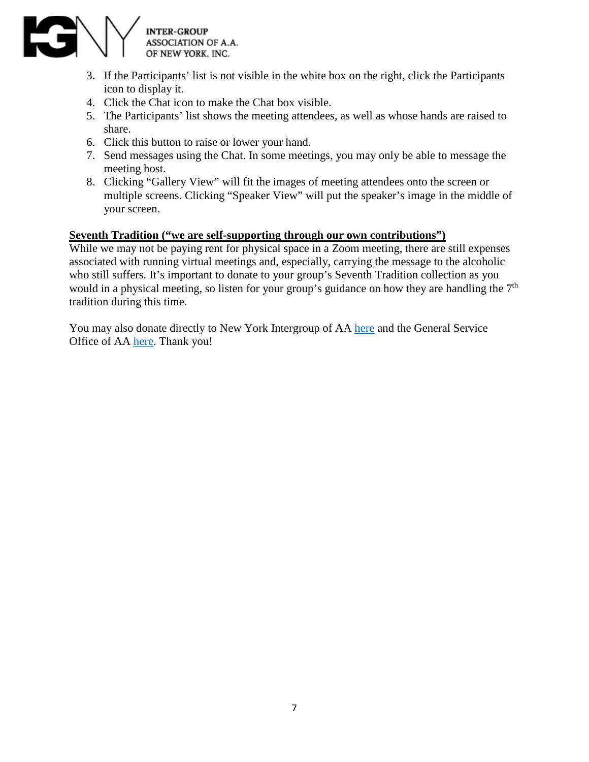3. If the Participants' list is not visible in the white box on the right, click the Participants icon to display it.
4. Click the Chat icon to make the Chat box visible.
5. The Participants' list shows the meeting attendees, as well as whose hands are raised to share.
6. Click this button to raise or lower your hand.
7. Send messages using the Chat. In some meetings, you may only be able to message the meeting host.
8. Clicking "Gallery View" will fit the images of meeting attendees onto the screen or multiple screens. Clicking "Speaker View" will put the speaker's image in the middle of your screen.

**Seventh Tradition ("we are self-supporting through our own contributions")**

While we may not be paying rent for physical space in a Zoom meeting, there are still expenses associated with running virtual meetings and, especially, carrying the message to the alcoholic who still suffers. It's important to donate to your group's Seventh Tradition collection as you would in a physical meeting, so listen for your group's guidance on how they are handling the 7th tradition during this time.

You may also donate directly to New York Intergroup of AA here and the General Service Office of AA here. Thank you!